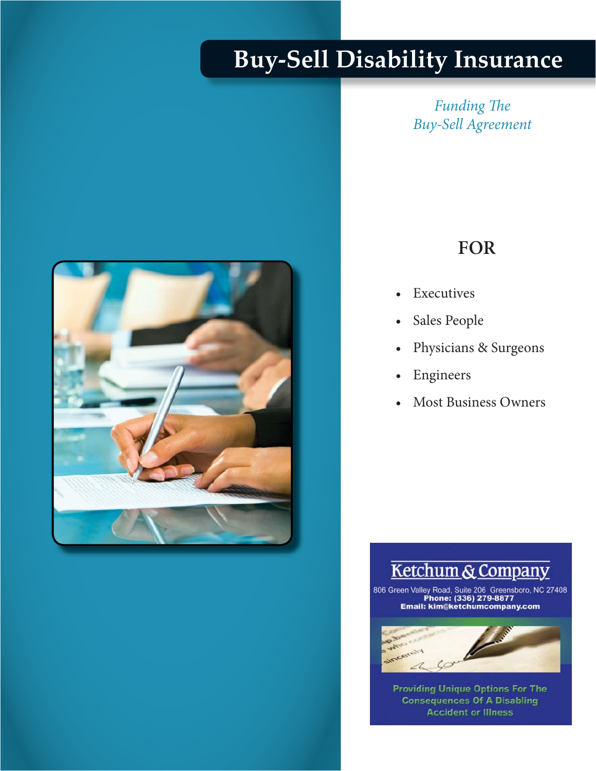# Buy-Sell Disability Insurance

*Funding The Buy-Sell Agreement*

## FOR

- Executives
- Sales People
- Physicians & Surgeons
- Engineers
- Most Business Owners

**Ketchum & Company**

806 Green Valley Road, Suite 206 Greensboro, NC 27408
**Phone: (336) 279-8877**
**Email: kim@ketchumcompany.com**

Providing Unique Options For The Consequences Of A Disabling Accident or Illness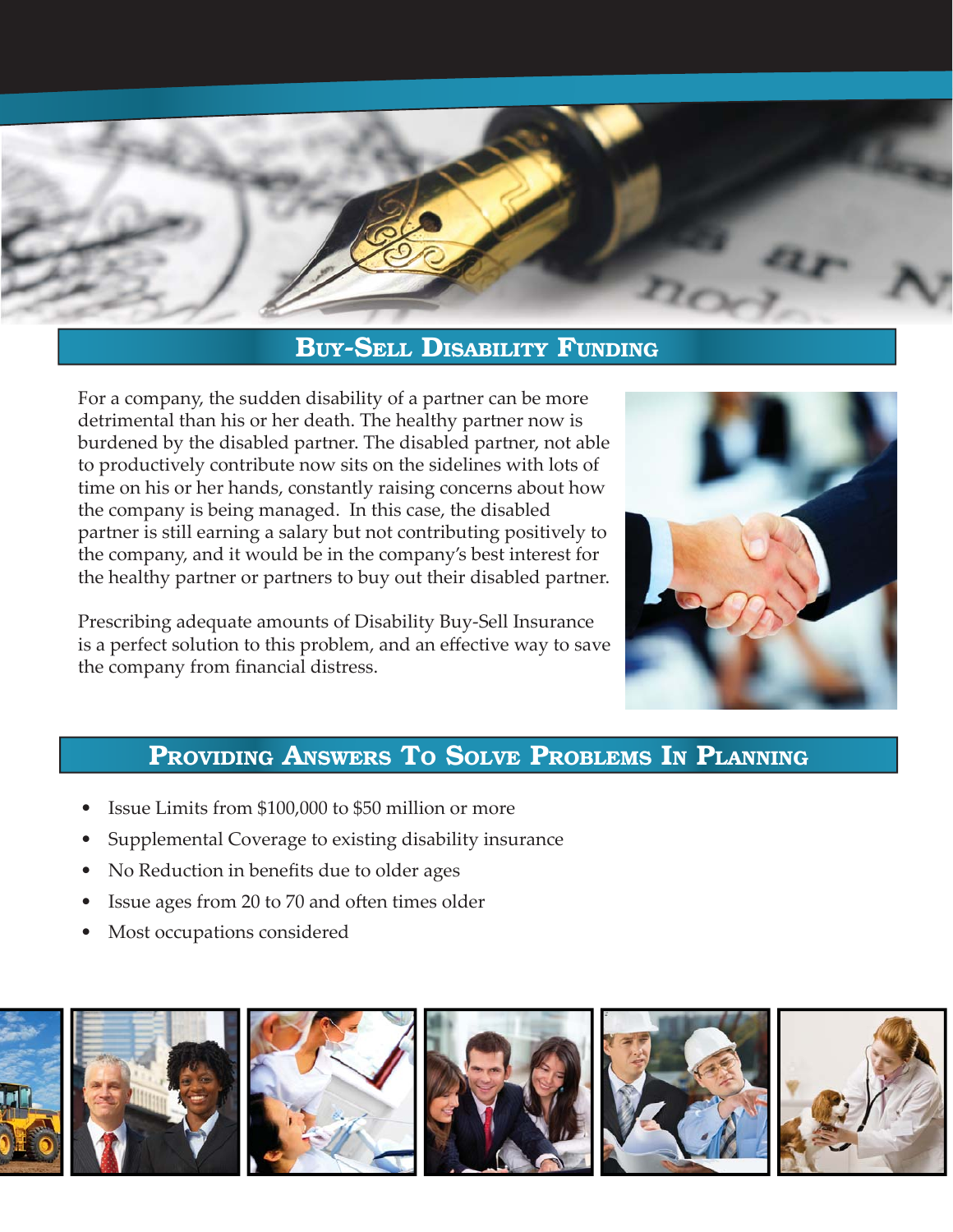## Buy-Sell Disability Funding

For a company, the sudden disability of a partner can be more detrimental than his or her death. The healthy partner now is burdened by the disabled partner. The disabled partner, not able to productively contribute now sits on the sidelines with lots of time on his or her hands, constantly raising concerns about how the company is being managed. In this case, the disabled partner is still earning a salary but not contributing positively to the company, and it would be in the company's best interest for the healthy partner or partners to buy out their disabled partner.

Prescribing adequate amounts of Disability Buy-Sell Insurance is a perfect solution to this problem, and an effective way to save the company from financial distress.

## Providing Answers To Solve Problems In Planning

- Issue Limits from $100,000 to $50 million or more
- Supplemental Coverage to existing disability insurance
- No Reduction in benefits due to older ages
- Issue ages from 20 to 70 and often times older
- Most occupations considered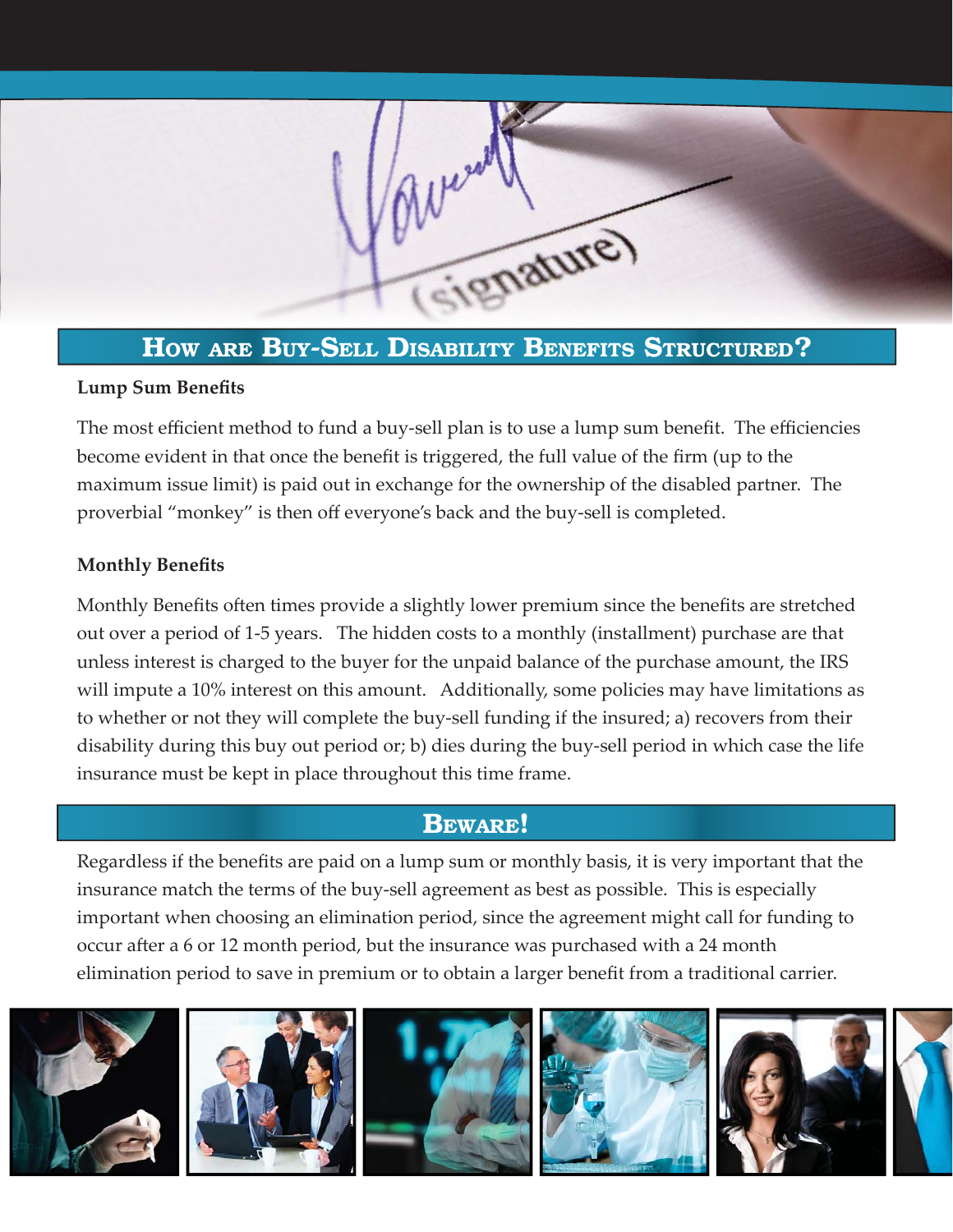## How are Buy-Sell Disability Benefits Structured?

**Lump Sum Benefits**

The most efficient method to fund a buy-sell plan is to use a lump sum benefit. The efficiencies become evident in that once the benefit is triggered, the full value of the firm (up to the maximum issue limit) is paid out in exchange for the ownership of the disabled partner. The proverbial "monkey" is then off everyone's back and the buy-sell is completed.

**Monthly Benefits**

Monthly Benefits often times provide a slightly lower premium since the benefits are stretched out over a period of 1-5 years. The hidden costs to a monthly (installment) purchase are that unless interest is charged to the buyer for the unpaid balance of the purchase amount, the IRS will impute a 10% interest on this amount. Additionally, some policies may have limitations as to whether or not they will complete the buy-sell funding if the insured; a) recovers from their disability during this buy out period or; b) dies during the buy-sell period in which case the life insurance must be kept in place throughout this time frame.

## Beware!

Regardless if the benefits are paid on a lump sum or monthly basis, it is very important that the insurance match the terms of the buy-sell agreement as best as possible. This is especially important when choosing an elimination period, since the agreement might call for funding to occur after a 6 or 12 month period, but the insurance was purchased with a 24 month elimination period to save in premium or to obtain a larger benefit from a traditional carrier.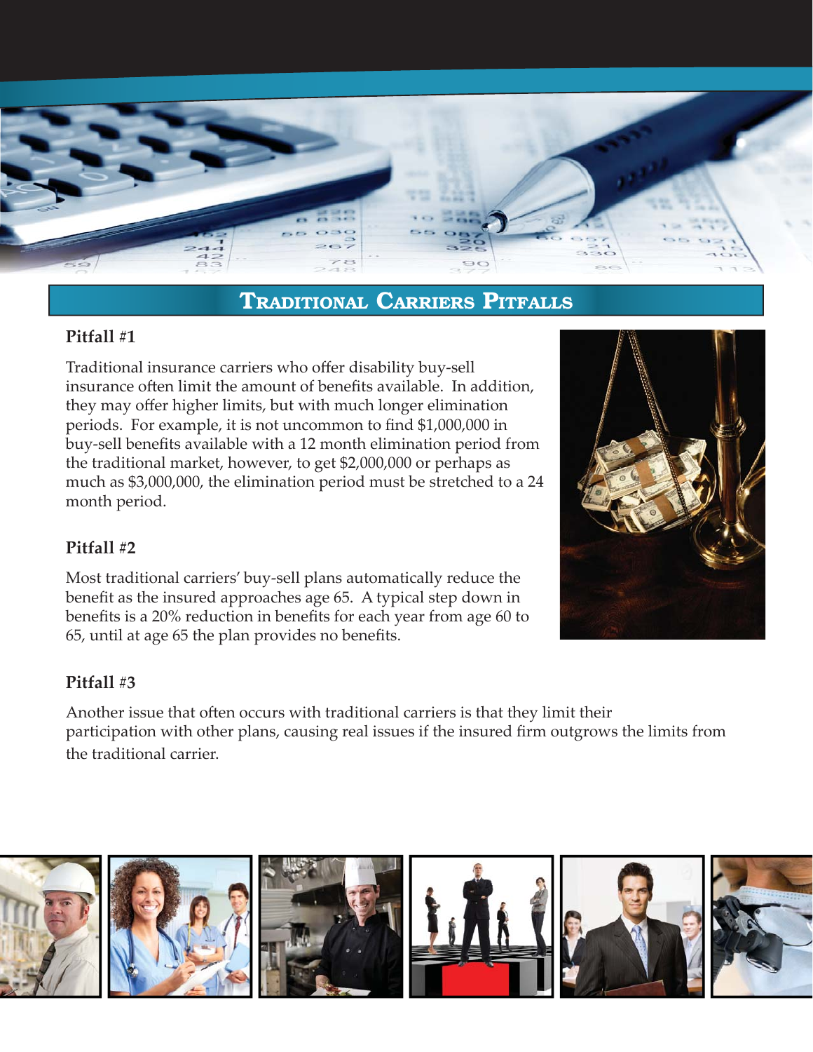## Traditional Carriers Pitfalls

**Pitfall #1**

Traditional insurance carriers who offer disability buy-sell insurance often limit the amount of benefits available. In addition, they may offer higher limits, but with much longer elimination periods. For example, it is not uncommon to find $1,000,000 in buy-sell benefits available with a 12 month elimination period from the traditional market, however, to get $2,000,000 or perhaps as much as $3,000,000, the elimination period must be stretched to a 24 month period.

**Pitfall #2**

Most traditional carriers' buy-sell plans automatically reduce the benefit as the insured approaches age 65. A typical step down in benefits is a 20% reduction in benefits for each year from age 60 to 65, until at age 65 the plan provides no benefits.

**Pitfall #3**

Another issue that often occurs with traditional carriers is that they limit their participation with other plans, causing real issues if the insured firm outgrows the limits from the traditional carrier.